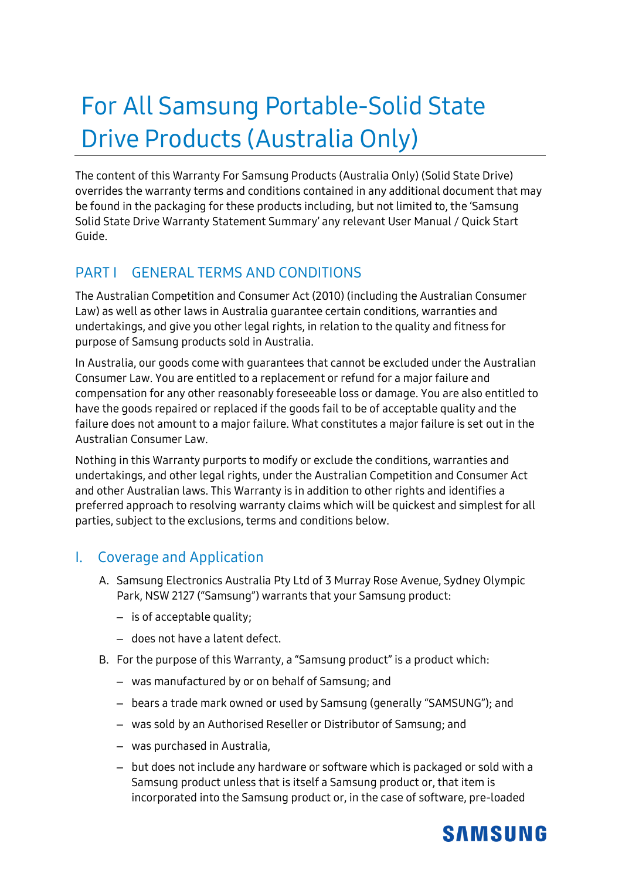# For All Samsung Portable-Solid State Drive Products (Australia Only)

The content of this Warranty For Samsung Products (Australia Only) (Solid State Drive) overrides the warranty terms and conditions contained in any additional document that may be found in the packaging for these products including, but not limited to, the 'Samsung Solid State Drive Warranty Statement Summary' any relevant User Manual / Quick Start Guide.

## PART I GENERAL TERMS AND CONDITIONS

The Australian Competition and Consumer Act (2010) (including the Australian Consumer Law) as well as other laws in Australia guarantee certain conditions, warranties and undertakings, and give you other legal rights, in relation to the quality and fitness for purpose of Samsung products sold in Australia.

In Australia, our goods come with guarantees that cannot be excluded under the Australian Consumer Law. You are entitled to a replacement or refund for a major failure and compensation for any other reasonably foreseeable loss or damage. You are also entitled to have the goods repaired or replaced if the goods fail to be of acceptable quality and the failure does not amount to a major failure. What constitutes a major failure is set out in the Australian Consumer Law.

Nothing in this Warranty purports to modify or exclude the conditions, warranties and undertakings, and other legal rights, under the Australian Competition and Consumer Act and other Australian laws. This Warranty is in addition to other rights and identifies a preferred approach to resolving warranty claims which will be quickest and simplest for all parties, subject to the exclusions, terms and conditions below.

## I. Coverage and Application

A. Samsung Electronics Australia Pty Ltd of 3 Murray Rose Avenue, Sydney Olympic Park, NSW 2127 ("Samsung") warrants that your Samsung product:

   - is of acceptable quality;
   - does not have a latent defect.

B. For the purpose of this Warranty, a "Samsung product" is a product which:

   - was manufactured by or on behalf of Samsung; and
   - bears a trade mark owned or used by Samsung (generally "SAMSUNG"); and
   - was sold by an Authorised Reseller or Distributor of Samsung; and
   - was purchased in Australia,
   - but does not include any hardware or software which is packaged or sold with a Samsung product unless that is itself a Samsung product or, that item is incorporated into the Samsung product or, in the case of software, pre-loaded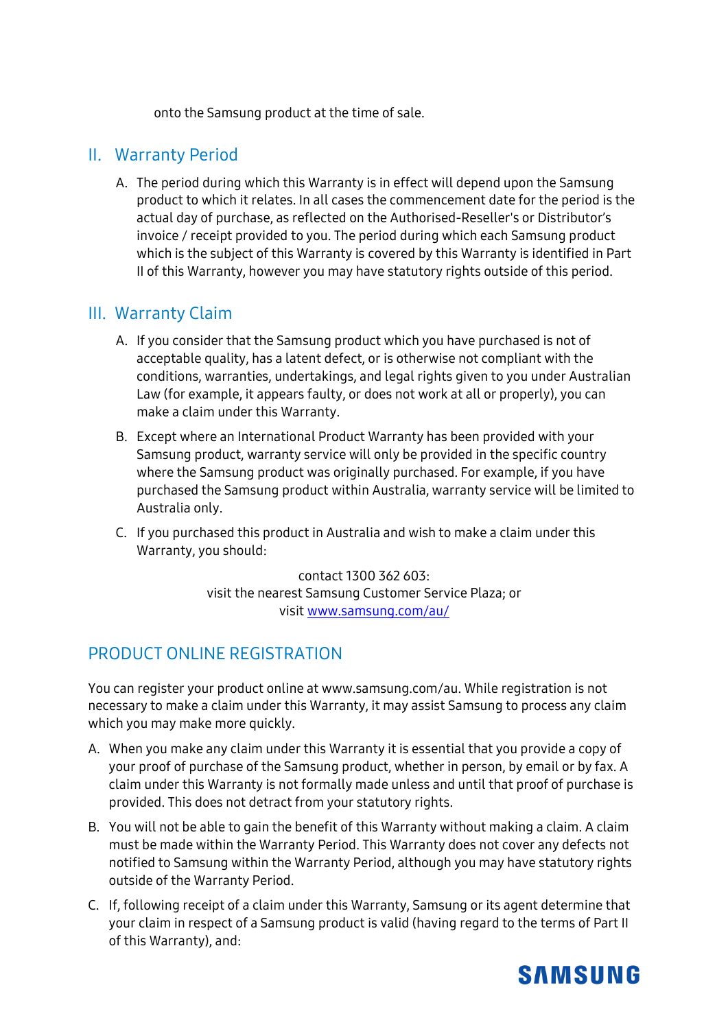onto the Samsung product at the time of sale.

## II. Warranty Period

A. The period during which this Warranty is in effect will depend upon the Samsung product to which it relates. In all cases the commencement date for the period is the actual day of purchase, as reflected on the Authorised-Reseller's or Distributor's invoice / receipt provided to you. The period during which each Samsung product which is the subject of this Warranty is covered by this Warranty is identified in Part II of this Warranty, however you may have statutory rights outside of this period.

## III. Warranty Claim

A. If you consider that the Samsung product which you have purchased is not of acceptable quality, has a latent defect, or is otherwise not compliant with the conditions, warranties, undertakings, and legal rights given to you under Australian Law (for example, it appears faulty, or does not work at all or properly), you can make a claim under this Warranty.

B. Except where an International Product Warranty has been provided with your Samsung product, warranty service will only be provided in the specific country where the Samsung product was originally purchased. For example, if you have purchased the Samsung product within Australia, warranty service will be limited to Australia only.

C. If you purchased this product in Australia and wish to make a claim under this Warranty, you should:

contact 1300 362 603:
visit the nearest Samsung Customer Service Plaza; or
visit www.samsung.com/au/

## PRODUCT ONLINE REGISTRATION

You can register your product online at www.samsung.com/au. While registration is not necessary to make a claim under this Warranty, it may assist Samsung to process any claim which you may make more quickly.

A. When you make any claim under this Warranty it is essential that you provide a copy of your proof of purchase of the Samsung product, whether in person, by email or by fax. A claim under this Warranty is not formally made unless and until that proof of purchase is provided. This does not detract from your statutory rights.

B. You will not be able to gain the benefit of this Warranty without making a claim. A claim must be made within the Warranty Period. This Warranty does not cover any defects not notified to Samsung within the Warranty Period, although you may have statutory rights outside of the Warranty Period.

C. If, following receipt of a claim under this Warranty, Samsung or its agent determine that your claim in respect of a Samsung product is valid (having regard to the terms of Part II of this Warranty), and: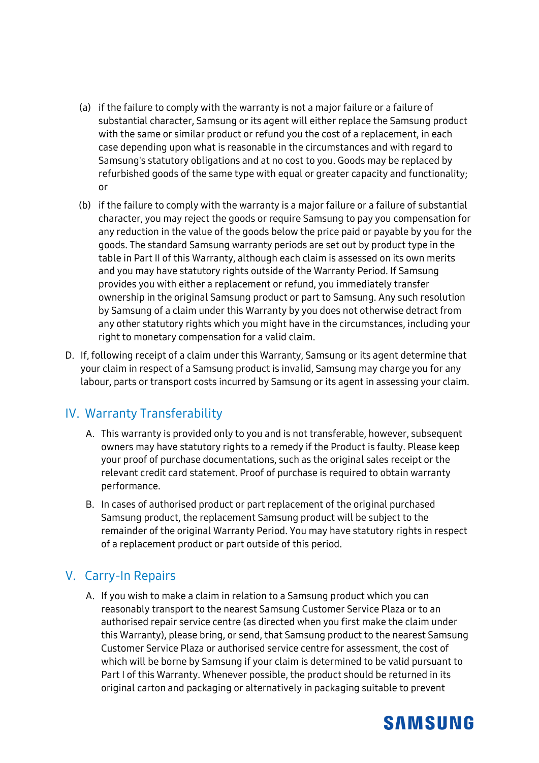(a) if the failure to comply with the warranty is not a major failure or a failure of substantial character, Samsung or its agent will either replace the Samsung product with the same or similar product or refund you the cost of a replacement, in each case depending upon what is reasonable in the circumstances and with regard to Samsung's statutory obligations and at no cost to you. Goods may be replaced by refurbished goods of the same type with equal or greater capacity and functionality; or

(b) if the failure to comply with the warranty is a major failure or a failure of substantial character, you may reject the goods or require Samsung to pay you compensation for any reduction in the value of the goods below the price paid or payable by you for the goods. The standard Samsung warranty periods are set out by product type in the table in Part II of this Warranty, although each claim is assessed on its own merits and you may have statutory rights outside of the Warranty Period. If Samsung provides you with either a replacement or refund, you immediately transfer ownership in the original Samsung product or part to Samsung. Any such resolution by Samsung of a claim under this Warranty by you does not otherwise detract from any other statutory rights which you might have in the circumstances, including your right to monetary compensation for a valid claim.

D. If, following receipt of a claim under this Warranty, Samsung or its agent determine that your claim in respect of a Samsung product is invalid, Samsung may charge you for any labour, parts or transport costs incurred by Samsung or its agent in assessing your claim.

## IV. Warranty Transferability

A. This warranty is provided only to you and is not transferable, however, subsequent owners may have statutory rights to a remedy if the Product is faulty. Please keep your proof of purchase documentations, such as the original sales receipt or the relevant credit card statement. Proof of purchase is required to obtain warranty performance.

B. In cases of authorised product or part replacement of the original purchased Samsung product, the replacement Samsung product will be subject to the remainder of the original Warranty Period. You may have statutory rights in respect of a replacement product or part outside of this period.

## V. Carry-In Repairs

A. If you wish to make a claim in relation to a Samsung product which you can reasonably transport to the nearest Samsung Customer Service Plaza or to an authorised repair service centre (as directed when you first make the claim under this Warranty), please bring, or send, that Samsung product to the nearest Samsung Customer Service Plaza or authorised service centre for assessment, the cost of which will be borne by Samsung if your claim is determined to be valid pursuant to Part I of this Warranty. Whenever possible, the product should be returned in its original carton and packaging or alternatively in packaging suitable to prevent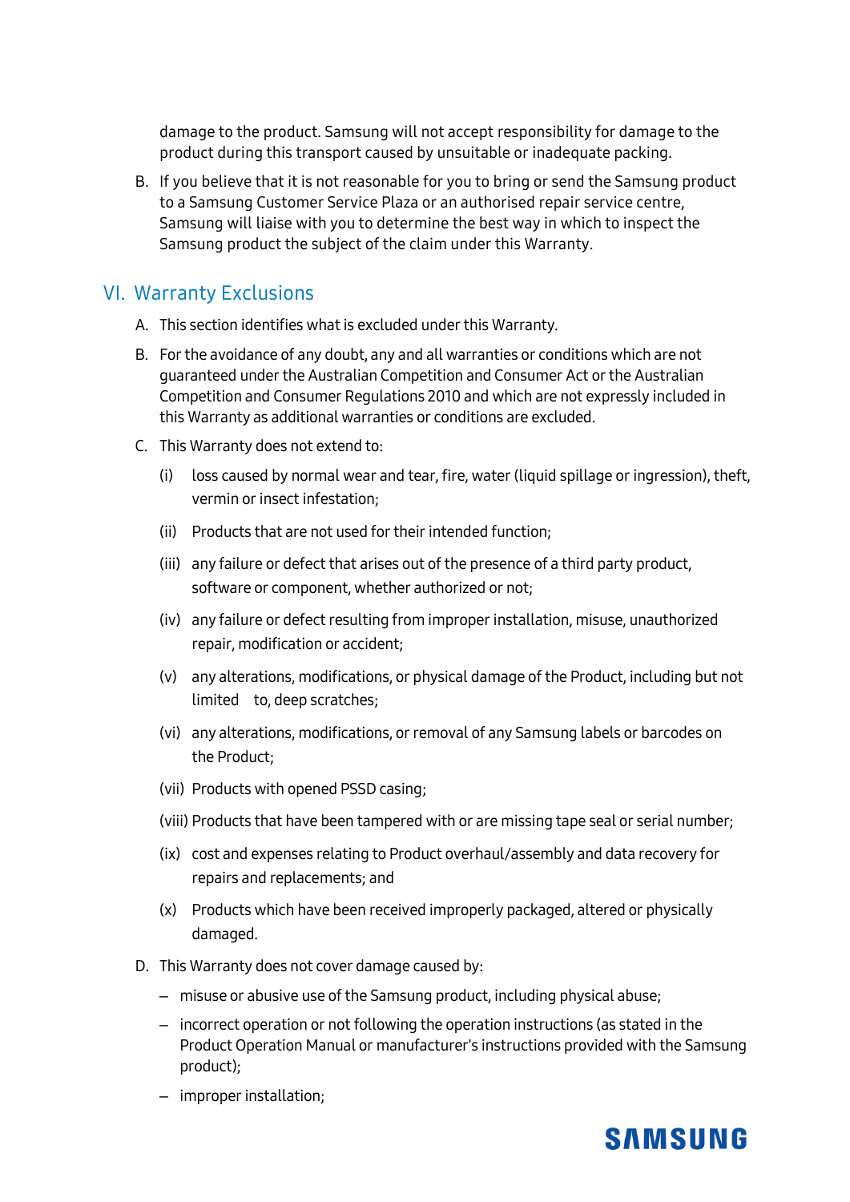damage to the product. Samsung will not accept responsibility for damage to the product during this transport caused by unsuitable or inadequate packing.

B. If you believe that it is not reasonable for you to bring or send the Samsung product to a Samsung Customer Service Plaza or an authorised repair service centre, Samsung will liaise with you to determine the best way in which to inspect the Samsung product the subject of the claim under this Warranty.

## VI. Warranty Exclusions

A. This section identifies what is excluded under this Warranty.

B. For the avoidance of any doubt, any and all warranties or conditions which are not guaranteed under the Australian Competition and Consumer Act or the Australian Competition and Consumer Regulations 2010 and which are not expressly included in this Warranty as additional warranties or conditions are excluded.

C. This Warranty does not extend to:

(i) loss caused by normal wear and tear, fire, water (liquid spillage or ingression), theft, vermin or insect infestation;

(ii) Products that are not used for their intended function;

(iii) any failure or defect that arises out of the presence of a third party product, software or component, whether authorized or not;

(iv) any failure or defect resulting from improper installation, misuse, unauthorized repair, modification or accident;

(v) any alterations, modifications, or physical damage of the Product, including but not limited to, deep scratches;

(vi) any alterations, modifications, or removal of any Samsung labels or barcodes on the Product;

(vii) Products with opened PSSD casing;

(viii) Products that have been tampered with or are missing tape seal or serial number;

(ix) cost and expenses relating to Product overhaul/assembly and data recovery for repairs and replacements; and

(x) Products which have been received improperly packaged, altered or physically damaged.

D. This Warranty does not cover damage caused by:

- misuse or abusive use of the Samsung product, including physical abuse;
- incorrect operation or not following the operation instructions (as stated in the Product Operation Manual or manufacturer's instructions provided with the Samsung product);
- improper installation;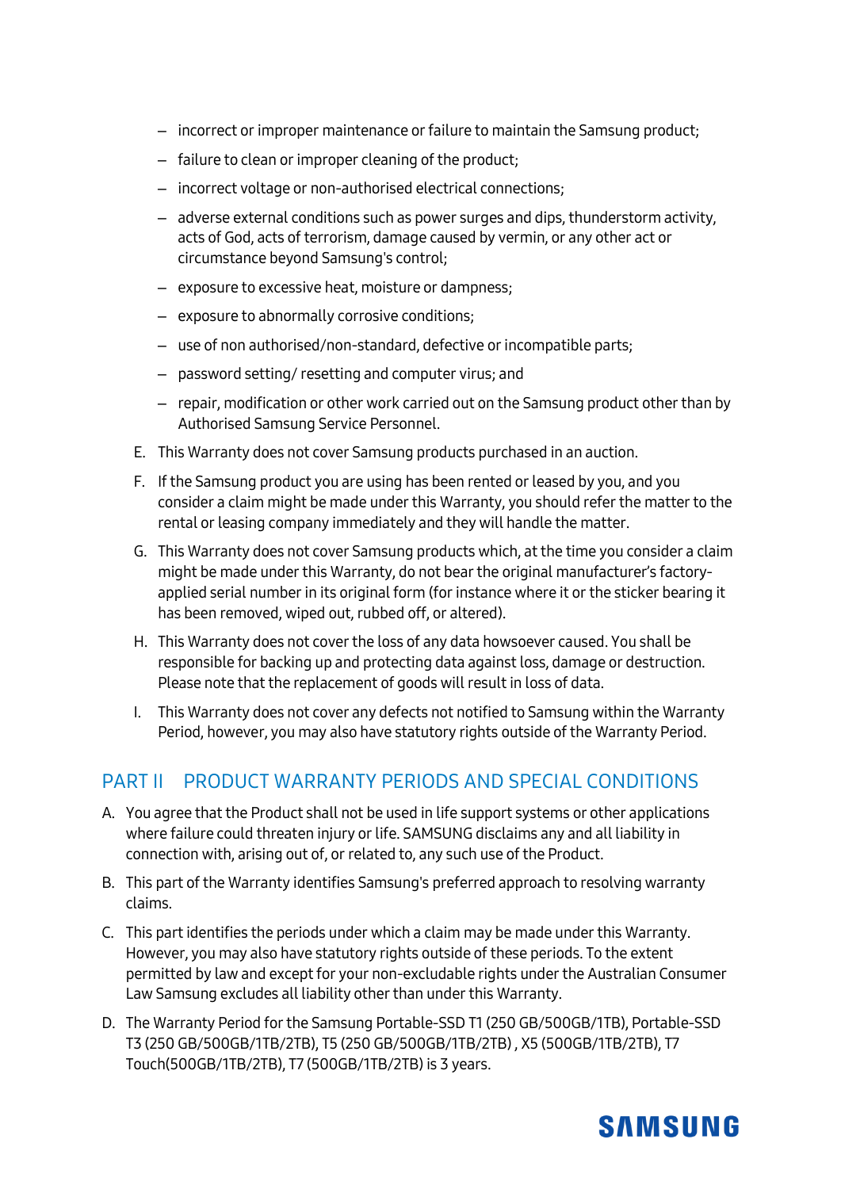- incorrect or improper maintenance or failure to maintain the Samsung product;
- failure to clean or improper cleaning of the product;
- incorrect voltage or non-authorised electrical connections;
- adverse external conditions such as power surges and dips, thunderstorm activity, acts of God, acts of terrorism, damage caused by vermin, or any other act or circumstance beyond Samsung's control;
- exposure to excessive heat, moisture or dampness;
- exposure to abnormally corrosive conditions;
- use of non authorised/non-standard, defective or incompatible parts;
- password setting/ resetting and computer virus; and
- repair, modification or other work carried out on the Samsung product other than by Authorised Samsung Service Personnel.

E. This Warranty does not cover Samsung products purchased in an auction.

F. If the Samsung product you are using has been rented or leased by you, and you consider a claim might be made under this Warranty, you should refer the matter to the rental or leasing company immediately and they will handle the matter.

G. This Warranty does not cover Samsung products which, at the time you consider a claim might be made under this Warranty, do not bear the original manufacturer's factory-applied serial number in its original form (for instance where it or the sticker bearing it has been removed, wiped out, rubbed off, or altered).

H. This Warranty does not cover the loss of any data howsoever caused. You shall be responsible for backing up and protecting data against loss, damage or destruction. Please note that the replacement of goods will result in loss of data.

I. This Warranty does not cover any defects not notified to Samsung within the Warranty Period, however, you may also have statutory rights outside of the Warranty Period.

## PART II PRODUCT WARRANTY PERIODS AND SPECIAL CONDITIONS

A. You agree that the Product shall not be used in life support systems or other applications where failure could threaten injury or life. SAMSUNG disclaims any and all liability in connection with, arising out of, or related to, any such use of the Product.

B. This part of the Warranty identifies Samsung's preferred approach to resolving warranty claims.

C. This part identifies the periods under which a claim may be made under this Warranty. However, you may also have statutory rights outside of these periods. To the extent permitted by law and except for your non-excludable rights under the Australian Consumer Law Samsung excludes all liability other than under this Warranty.

D. The Warranty Period for the Samsung Portable-SSD T1 (250 GB/500GB/1TB), Portable-SSD T3 (250 GB/500GB/1TB/2TB), T5 (250 GB/500GB/1TB/2TB) , X5 (500GB/1TB/2TB), T7 Touch(500GB/1TB/2TB), T7 (500GB/1TB/2TB) is 3 years.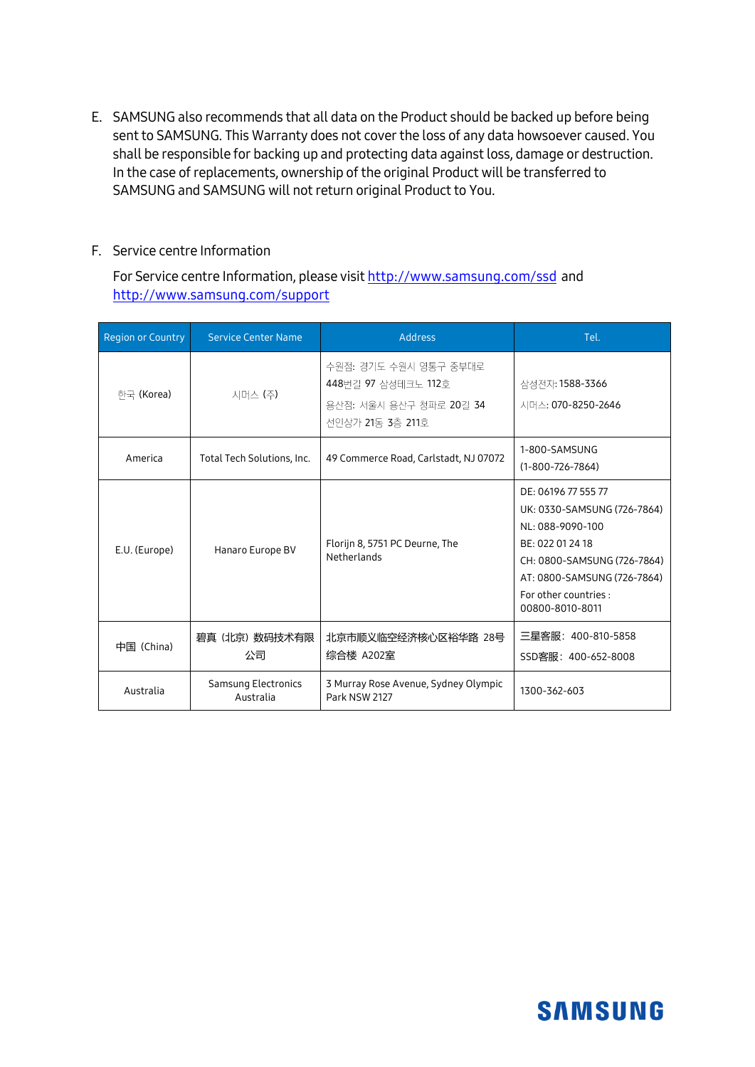E. SAMSUNG also recommends that all data on the Product should be backed up before being sent to SAMSUNG. This Warranty does not cover the loss of any data howsoever caused. You shall be responsible for backing up and protecting data against loss, damage or destruction. In the case of replacements, ownership of the original Product will be transferred to SAMSUNG and SAMSUNG will not return original Product to You.

F. Service centre Information

For Service centre Information, please visit http://www.samsung.com/ssd and http://www.samsung.com/support

| Region or Country | Service Center Name | Address | Tel. |
|---|---|---|---|
| 한국 (Korea) | 시머스 (주) | 수원점: 경기도 수원시 영통구 중부대로 448번길 97 삼성테크노 112호<br>용산점: 서울시 용산구 청파로 20길 34 선인상가 21동 3층 211호 | 삼성전자: 1588-3366<br>시머스: 070-8250-2646 |
| America | Total Tech Solutions, Inc. | 49 Commerce Road, Carlstadt, NJ 07072 | 1-800-SAMSUNG<br>(1-800-726-7864) |
| E.U. (Europe) | Hanaro Europe BV | Florijn 8, 5751 PC Deurne, The Netherlands | DE: 06196 77 555 77<br>UK: 0330-SAMSUNG (726-7864)<br>NL: 088-9090-100<br>BE: 022 01 24 18<br>CH: 0800-SAMSUNG (726-7864)<br>AT: 0800-SAMSUNG (726-7864)<br>For other countries :<br>00800-8010-8011 |
| 中国 (China) | 碧真（北京）数码技术有限公司 | 北京市顺义临空经济核心区裕华路 28号综合楼 A202室 | 三星客服：400-810-5858<br>SSD客服：400-652-8008 |
| Australia | Samsung Electronics Australia | 3 Murray Rose Avenue, Sydney Olympic Park NSW 2127 | 1300-362-603 |